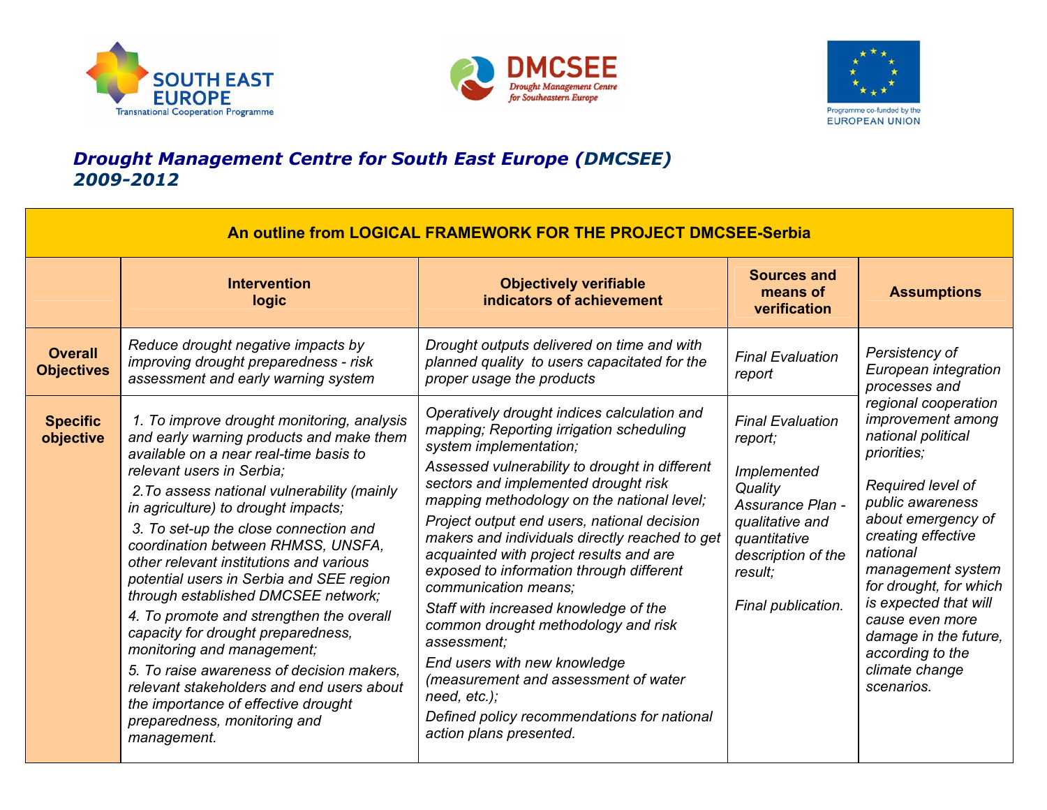# *Drought Management Centre for South East Europe (DMCSEE) 2009-2012*

| An outline from LOGICAL FRAMEWORK FOR THE PROJECT DMCSEE-Serbia | | | | |
|---|---|---|---|---|
| | **Intervention logic** | **Objectively verifiable indicators of achievement** | **Sources and means of verification** | **Assumptions** |
| **Overall Objectives** | *Reduce drought negative impacts by improving drought preparedness - risk assessment and early warning system* | *Drought outputs delivered on time and with planned quality to users capacitated for the proper usage the products* | *Final Evaluation report* | *Persistency of European integration processes and regional cooperation improvement among national political priorities;*<br><br>*Required level of public awareness about emergency of creating effective national management system for drought, for which is expected that will cause even more damage in the future, according to the climate change scenarios.* |
| **Specific objective** | *1. To improve drought monitoring, analysis and early warning products and make them available on a near real-time basis to relevant users in Serbia;*<br>*2.To assess national vulnerability (mainly in agriculture) to drought impacts;*<br>*3. To set-up the close connection and coordination between RHMSS, UNSFA, other relevant institutions and various potential users in Serbia and SEE region through established DMCSEE network;*<br>*4. To promote and strengthen the overall capacity for drought preparedness, monitoring and management;*<br>*5. To raise awareness of decision makers, relevant stakeholders and end users about the importance of effective drought preparedness, monitoring and management.* | *Operatively drought indices calculation and mapping; Reporting irrigation scheduling system implementation;*<br>*Assessed vulnerability to drought in different sectors and implemented drought risk mapping methodology on the national level;*<br>*Project output end users, national decision makers and individuals directly reached to get acquainted with project results and are exposed to information through different communication means;*<br>*Staff with increased knowledge of the common drought methodology and risk assessment;*<br>*End users with new knowledge (measurement and assessment of water need, etc.);*<br>*Defined policy recommendations for national action plans presented.* | *Final Evaluation report;*<br><br>*Implemented Quality Assurance Plan - qualitative and quantitative description of the result;*<br><br>*Final publication.* | |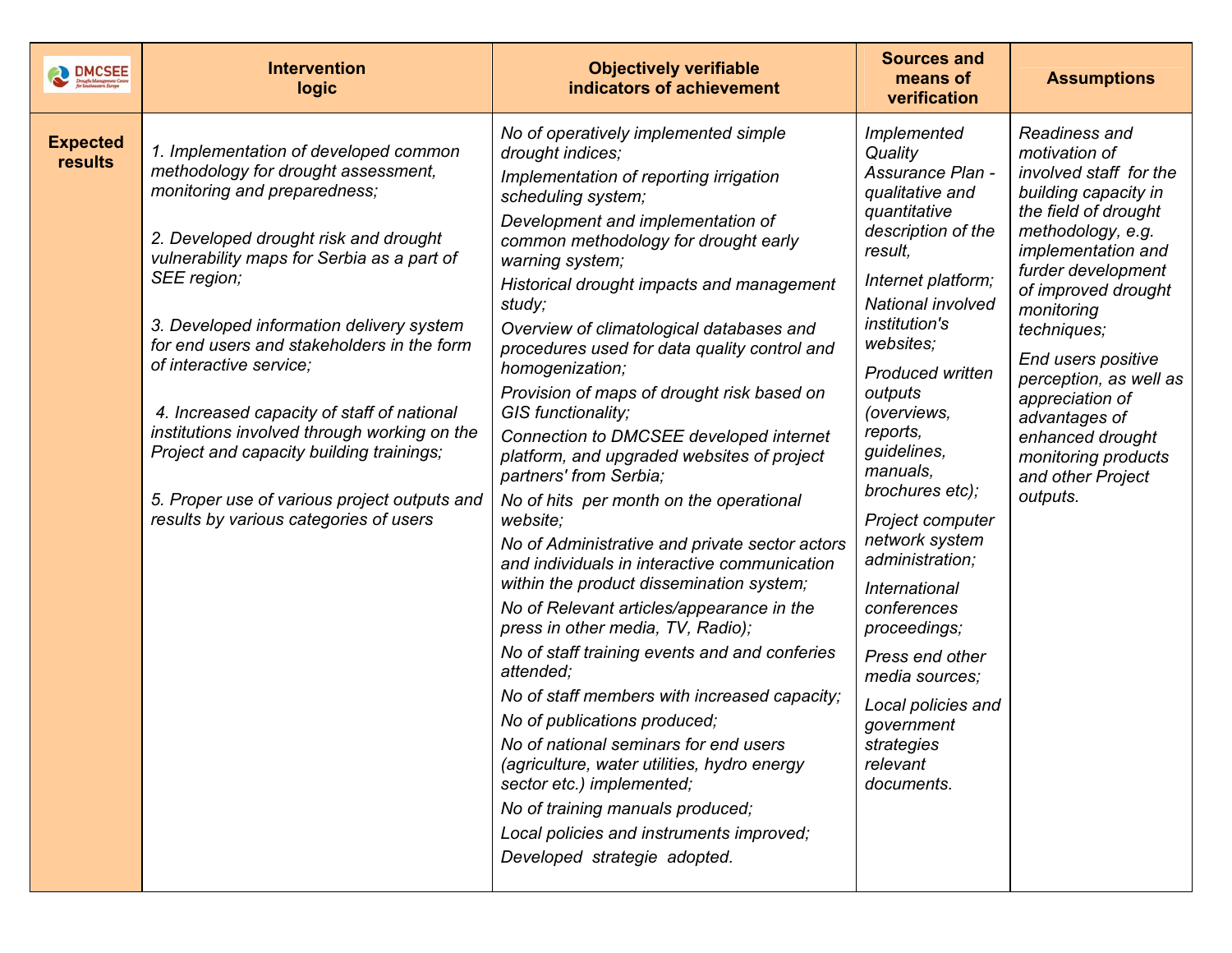| DMCSEE | Intervention logic | Objectively verifiable indicators of achievement | Sources and means of verification | Assumptions |
|---|---|---|---|---|
| **Expected results** | *1. Implementation of developed common methodology for drought assessment, monitoring and preparedness;*<br><br>*2. Developed drought risk and drought vulnerability maps for Serbia as a part of SEE region;*<br><br>*3. Developed information delivery system for end users and stakeholders in the form of interactive service;*<br><br>*4. Increased capacity of staff of national institutions involved through working on the Project and capacity building trainings;*<br><br>*5. Proper use of various project outputs and results by various categories of users* | *No of operatively implemented simple drought indices;*<br>*Implementation of reporting irrigation scheduling system;*<br>*Development and implementation of common methodology for drought early warning system;*<br>*Historical drought impacts and management study;*<br>*Overview of climatological databases and procedures used for data quality control and homogenization;*<br>*Provision of maps of drought risk based on GIS functionality;*<br>*Connection to DMCSEE developed internet platform, and upgraded websites of project partners' from Serbia;*<br>*No of hits per month on the operational website;*<br>*No of Administrative and private sector actors and individuals in interactive communication within the product dissemination system;*<br>*No of Relevant articles/appearance in the press in other media, TV, Radio);*<br>*No of staff training events and and conferies attended;*<br>*No of staff members with increased capacity;*<br>*No of publications produced;*<br>*No of national seminars for end users (agriculture, water utilities, hydro energy sector etc.) implemented;*<br>*No of training manuals produced;*<br>*Local policies and instruments improved;*<br>*Developed strategie adopted.* | *Implemented Quality Assurance Plan - qualitative and quantitative description of the result,*<br>*Internet platform;*<br>*National involved institution's websites;*<br>*Produced written outputs (overviews, reports, guidelines, manuals, brochures etc);*<br>*Project computer network system administration;*<br>*International conferences proceedings;*<br>*Press end other media sources;*<br>*Local policies and government strategies relevant documents.* | *Readiness and motivation of involved staff for the building capacity in the field of drought methodology, e.g. implementation and furder development of improved drought monitoring techniques;*<br>*End users positive perception, as well as appreciation of advantages of enhanced drought monitoring products and other Project outputs.* |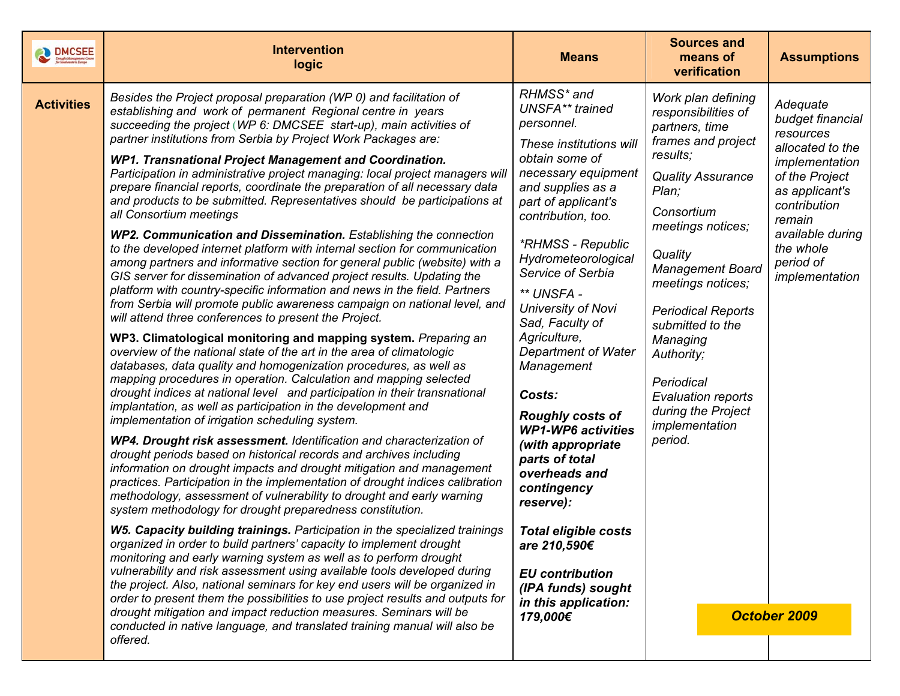| DMCSEE | Intervention logic | Means | Sources and means of verification | Assumptions |
|---|---|---|---|---|
| **Activities** | *Besides the Project proposal preparation (WP 0) and facilitation of establishing and work of permanent Regional centre in years succeeding the project (WP 6: DMCSEE start-up), main activities of partner institutions from Serbia by Project Work Packages are:*<br><br>***WP1. Transnational Project Management and Coordination.*** *Participation in administrative project managing: local project managers will prepare financial reports, coordinate the preparation of all necessary data and products to be submitted. Representatives should be participations at all Consortium meetings*<br><br>***WP2. Communication and Dissemination.*** *Establishing the connection to the developed internet platform with internal section for communication among partners and informative section for general public (website) with a GIS server for dissemination of advanced project results. Updating the platform with country-specific information and news in the field. Partners from Serbia will promote public awareness campaign on national level, and will attend three conferences to present the Project.*<br><br>**WP3. Climatological monitoring and mapping system.** *Preparing an overview of the national state of the art in the area of climatologic databases, data quality and homogenization procedures, as well as mapping procedures in operation. Calculation and mapping selected drought indices at national level and participation in their transnational implantation, as well as participation in the development and implementation of irrigation scheduling system.*<br><br>***WP4. Drought risk assessment.*** *Identification and characterization of drought periods based on historical records and archives including information on drought impacts and drought mitigation and management practices. Participation in the implementation of drought indices calibration methodology, assessment of vulnerability to drought and early warning system methodology for drought preparedness constitution.*<br><br>***W5. Capacity building trainings.*** *Participation in the specialized trainings organized in order to build partners' capacity to implement drought monitoring and early warning system as well as to perform drought vulnerability and risk assessment using available tools developed during the project. Also, national seminars for key end users will be organized in order to present them the possibilities to use project results and outputs for drought mitigation and impact reduction measures. Seminars will be conducted in native language, and translated training manual will also be offered.* | *RHMSS\* and UNSFA\*\* trained personnel.*<br><br>*These institutions will obtain some of necessary equipment and supplies as a part of applicant's contribution, too.*<br><br>*\*RHMSS - Republic Hydrometeorological Service of Serbia*<br><br>*\*\* UNSFA - University of Novi Sad, Faculty of Agriculture, Department of Water Management*<br><br>***Costs:***<br><br>***Roughly costs of WP1-WP6 activities (with appropriate parts of total overheads and contingency reserve):***<br><br>***Total eligible costs are 210,590€***<br><br>***EU contribution (IPA funds) sought in this application: 179,000€*** | *Work plan defining responsibilities of partners, time frames and project results;*<br><br>*Quality Assurance Plan;*<br><br>*Consortium meetings notices;*<br><br>*Quality Management Board meetings notices;*<br><br>*Periodical Reports submitted to the Managing Authority;*<br><br>*Periodical Evaluation reports during the Project implementation period.* | *Adequate budget financial resources allocated to the implementation of the Project as applicant's contribution remain available during the whole period of implementation* |

***October 2009***